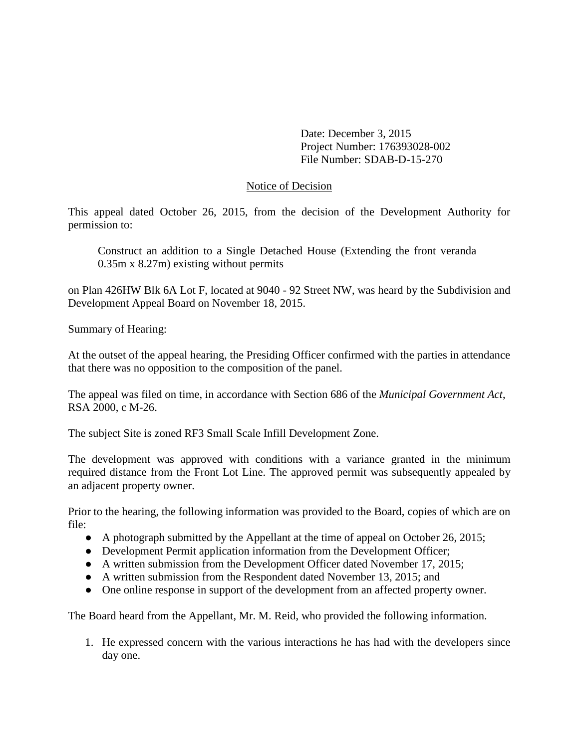Date: December 3, 2015
Project Number: 176393028-002
File Number: SDAB-D-15-270

## Notice of Decision

This appeal dated October 26, 2015, from the decision of the Development Authority for permission to:

> Construct an addition to a Single Detached House (Extending the front veranda 0.35m x 8.27m) existing without permits

on Plan 426HW Blk 6A Lot F, located at 9040 - 92 Street NW, was heard by the Subdivision and Development Appeal Board on November 18, 2015.

Summary of Hearing:

At the outset of the appeal hearing, the Presiding Officer confirmed with the parties in attendance that there was no opposition to the composition of the panel.

The appeal was filed on time, in accordance with Section 686 of the *Municipal Government Act*, RSA 2000, c M-26.

The subject Site is zoned RF3 Small Scale Infill Development Zone.

The development was approved with conditions with a variance granted in the minimum required distance from the Front Lot Line. The approved permit was subsequently appealed by an adjacent property owner.

Prior to the hearing, the following information was provided to the Board, copies of which are on file:

- A photograph submitted by the Appellant at the time of appeal on October 26, 2015;
- Development Permit application information from the Development Officer;
- A written submission from the Development Officer dated November 17, 2015;
- A written submission from the Respondent dated November 13, 2015; and
- One online response in support of the development from an affected property owner.

The Board heard from the Appellant, Mr. M. Reid, who provided the following information.

1. He expressed concern with the various interactions he has had with the developers since day one.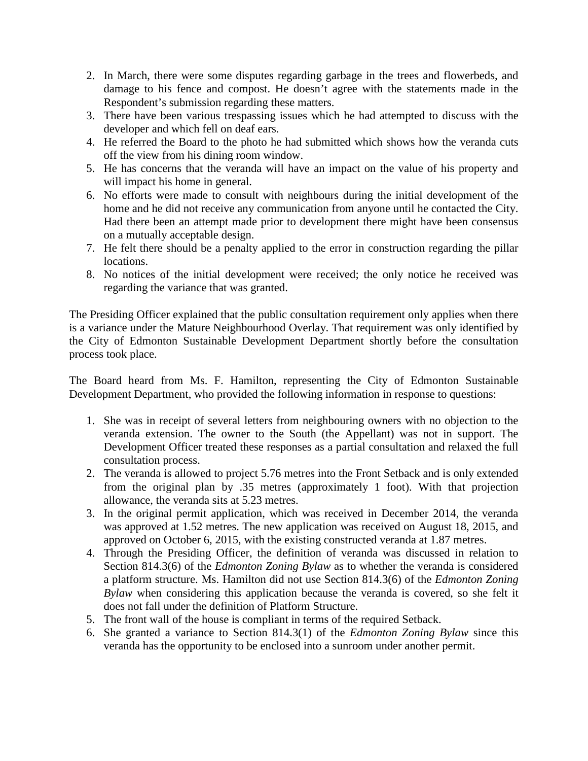2. In March, there were some disputes regarding garbage in the trees and flowerbeds, and damage to his fence and compost. He doesn't agree with the statements made in the Respondent's submission regarding these matters.
3. There have been various trespassing issues which he had attempted to discuss with the developer and which fell on deaf ears.
4. He referred the Board to the photo he had submitted which shows how the veranda cuts off the view from his dining room window.
5. He has concerns that the veranda will have an impact on the value of his property and will impact his home in general.
6. No efforts were made to consult with neighbours during the initial development of the home and he did not receive any communication from anyone until he contacted the City. Had there been an attempt made prior to development there might have been consensus on a mutually acceptable design.
7. He felt there should be a penalty applied to the error in construction regarding the pillar locations.
8. No notices of the initial development were received; the only notice he received was regarding the variance that was granted.

The Presiding Officer explained that the public consultation requirement only applies when there is a variance under the Mature Neighbourhood Overlay. That requirement was only identified by the City of Edmonton Sustainable Development Department shortly before the consultation process took place.

The Board heard from Ms. F. Hamilton, representing the City of Edmonton Sustainable Development Department, who provided the following information in response to questions:

1. She was in receipt of several letters from neighbouring owners with no objection to the veranda extension. The owner to the South (the Appellant) was not in support. The Development Officer treated these responses as a partial consultation and relaxed the full consultation process.
2. The veranda is allowed to project 5.76 metres into the Front Setback and is only extended from the original plan by .35 metres (approximately 1 foot). With that projection allowance, the veranda sits at 5.23 metres.
3. In the original permit application, which was received in December 2014, the veranda was approved at 1.52 metres. The new application was received on August 18, 2015, and approved on October 6, 2015, with the existing constructed veranda at 1.87 metres.
4. Through the Presiding Officer, the definition of veranda was discussed in relation to Section 814.3(6) of the *Edmonton Zoning Bylaw* as to whether the veranda is considered a platform structure. Ms. Hamilton did not use Section 814.3(6) of the *Edmonton Zoning Bylaw* when considering this application because the veranda is covered, so she felt it does not fall under the definition of Platform Structure.
5. The front wall of the house is compliant in terms of the required Setback.
6. She granted a variance to Section 814.3(1) of the *Edmonton Zoning Bylaw* since this veranda has the opportunity to be enclosed into a sunroom under another permit.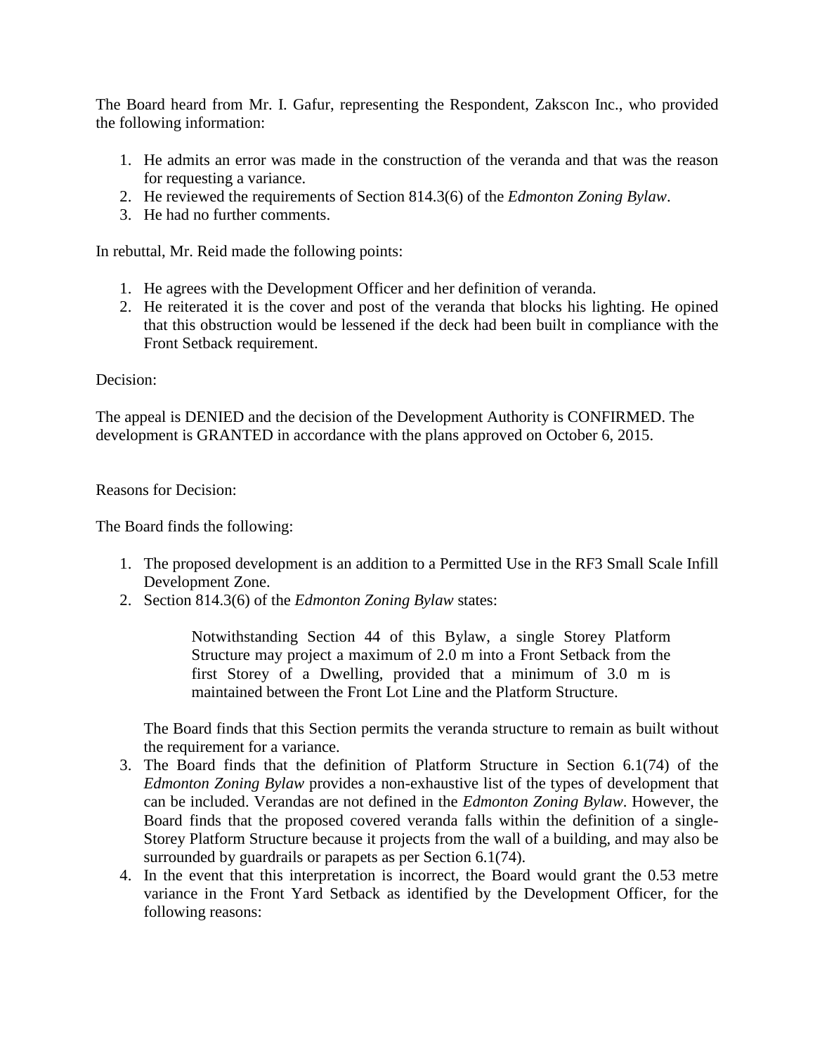The Board heard from Mr. I. Gafur, representing the Respondent, Zakscon Inc., who provided the following information:

1. He admits an error was made in the construction of the veranda and that was the reason for requesting a variance.
2. He reviewed the requirements of Section 814.3(6) of the *Edmonton Zoning Bylaw*.
3. He had no further comments.

In rebuttal, Mr. Reid made the following points:

1. He agrees with the Development Officer and her definition of veranda.
2. He reiterated it is the cover and post of the veranda that blocks his lighting. He opined that this obstruction would be lessened if the deck had been built in compliance with the Front Setback requirement.

Decision:

The appeal is DENIED and the decision of the Development Authority is CONFIRMED. The development is GRANTED in accordance with the plans approved on October 6, 2015.

Reasons for Decision:

The Board finds the following:

1. The proposed development is an addition to a Permitted Use in the RF3 Small Scale Infill Development Zone.
2. Section 814.3(6) of the *Edmonton Zoning Bylaw* states:

   > Notwithstanding Section 44 of this Bylaw, a single Storey Platform Structure may project a maximum of 2.0 m into a Front Setback from the first Storey of a Dwelling, provided that a minimum of 3.0 m is maintained between the Front Lot Line and the Platform Structure.

   The Board finds that this Section permits the veranda structure to remain as built without the requirement for a variance.
3. The Board finds that the definition of Platform Structure in Section 6.1(74) of the *Edmonton Zoning Bylaw* provides a non-exhaustive list of the types of development that can be included. Verandas are not defined in the *Edmonton Zoning Bylaw*. However, the Board finds that the proposed covered veranda falls within the definition of a single-Storey Platform Structure because it projects from the wall of a building, and may also be surrounded by guardrails or parapets as per Section 6.1(74).
4. In the event that this interpretation is incorrect, the Board would grant the 0.53 metre variance in the Front Yard Setback as identified by the Development Officer, for the following reasons: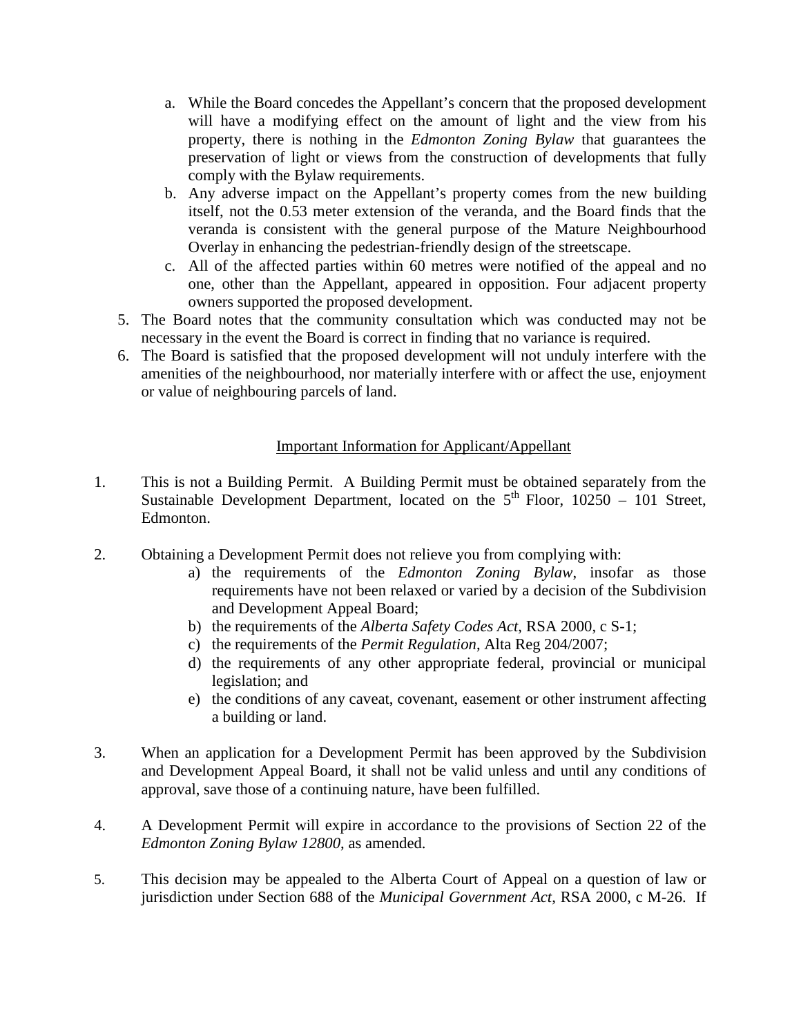a. While the Board concedes the Appellant's concern that the proposed development will have a modifying effect on the amount of light and the view from his property, there is nothing in the *Edmonton Zoning Bylaw* that guarantees the preservation of light or views from the construction of developments that fully comply with the Bylaw requirements.
   b. Any adverse impact on the Appellant's property comes from the new building itself, not the 0.53 meter extension of the veranda, and the Board finds that the veranda is consistent with the general purpose of the Mature Neighbourhood Overlay in enhancing the pedestrian-friendly design of the streetscape.
   c. All of the affected parties within 60 metres were notified of the appeal and no one, other than the Appellant, appeared in opposition. Four adjacent property owners supported the proposed development.

5. The Board notes that the community consultation which was conducted may not be necessary in the event the Board is correct in finding that no variance is required.
6. The Board is satisfied that the proposed development will not unduly interfere with the amenities of the neighbourhood, nor materially interfere with or affect the use, enjoyment or value of neighbouring parcels of land.

<u>Important Information for Applicant/Appellant</u>

1. This is not a Building Permit. A Building Permit must be obtained separately from the Sustainable Development Department, located on the 5th Floor, 10250 – 101 Street, Edmonton.

2. Obtaining a Development Permit does not relieve you from complying with:
   a) the requirements of the *Edmonton Zoning Bylaw*, insofar as those requirements have not been relaxed or varied by a decision of the Subdivision and Development Appeal Board;
   b) the requirements of the *Alberta Safety Codes Act*, RSA 2000, c S-1;
   c) the requirements of the *Permit Regulation*, Alta Reg 204/2007;
   d) the requirements of any other appropriate federal, provincial or municipal legislation; and
   e) the conditions of any caveat, covenant, easement or other instrument affecting a building or land.

3. When an application for a Development Permit has been approved by the Subdivision and Development Appeal Board, it shall not be valid unless and until any conditions of approval, save those of a continuing nature, have been fulfilled.

4. A Development Permit will expire in accordance to the provisions of Section 22 of the *Edmonton Zoning Bylaw 12800*, as amended.

5. This decision may be appealed to the Alberta Court of Appeal on a question of law or jurisdiction under Section 688 of the *Municipal Government Act*, RSA 2000, c M-26. If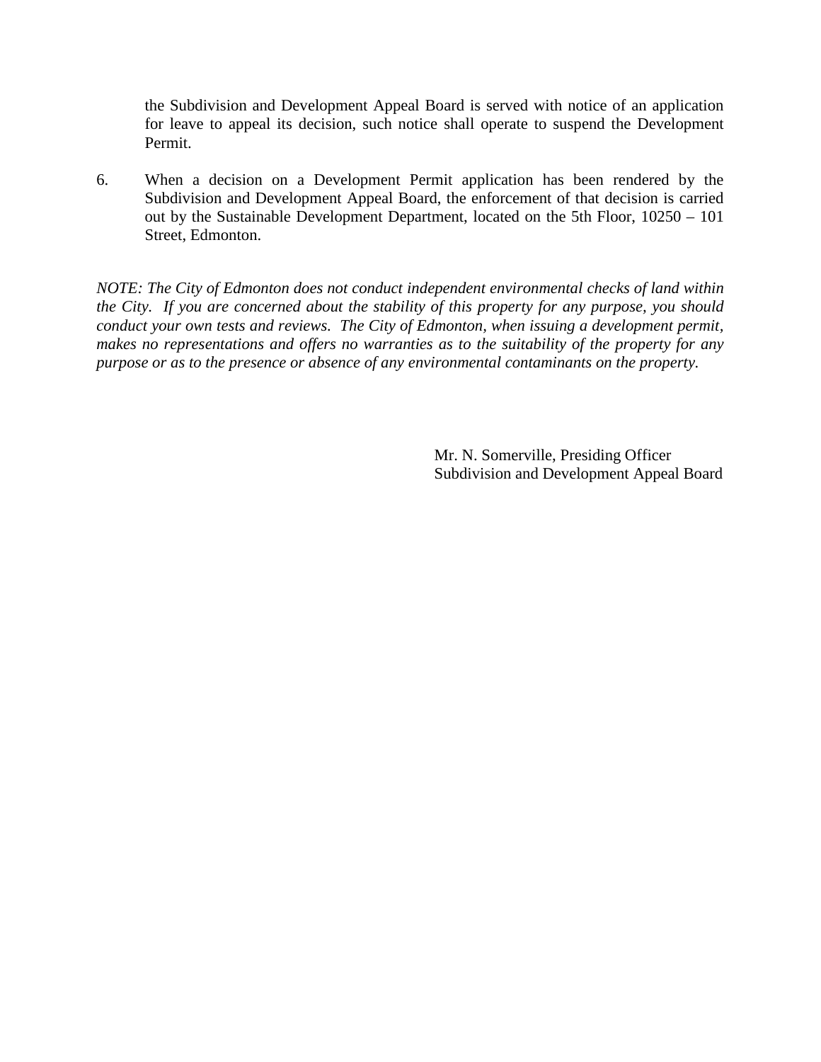the Subdivision and Development Appeal Board is served with notice of an application for leave to appeal its decision, such notice shall operate to suspend the Development Permit.

6. When a decision on a Development Permit application has been rendered by the Subdivision and Development Appeal Board, the enforcement of that decision is carried out by the Sustainable Development Department, located on the 5th Floor, 10250 – 101 Street, Edmonton.

*NOTE: The City of Edmonton does not conduct independent environmental checks of land within the City. If you are concerned about the stability of this property for any purpose, you should conduct your own tests and reviews. The City of Edmonton, when issuing a development permit, makes no representations and offers no warranties as to the suitability of the property for any purpose or as to the presence or absence of any environmental contaminants on the property.*

Mr. N. Somerville, Presiding Officer
Subdivision and Development Appeal Board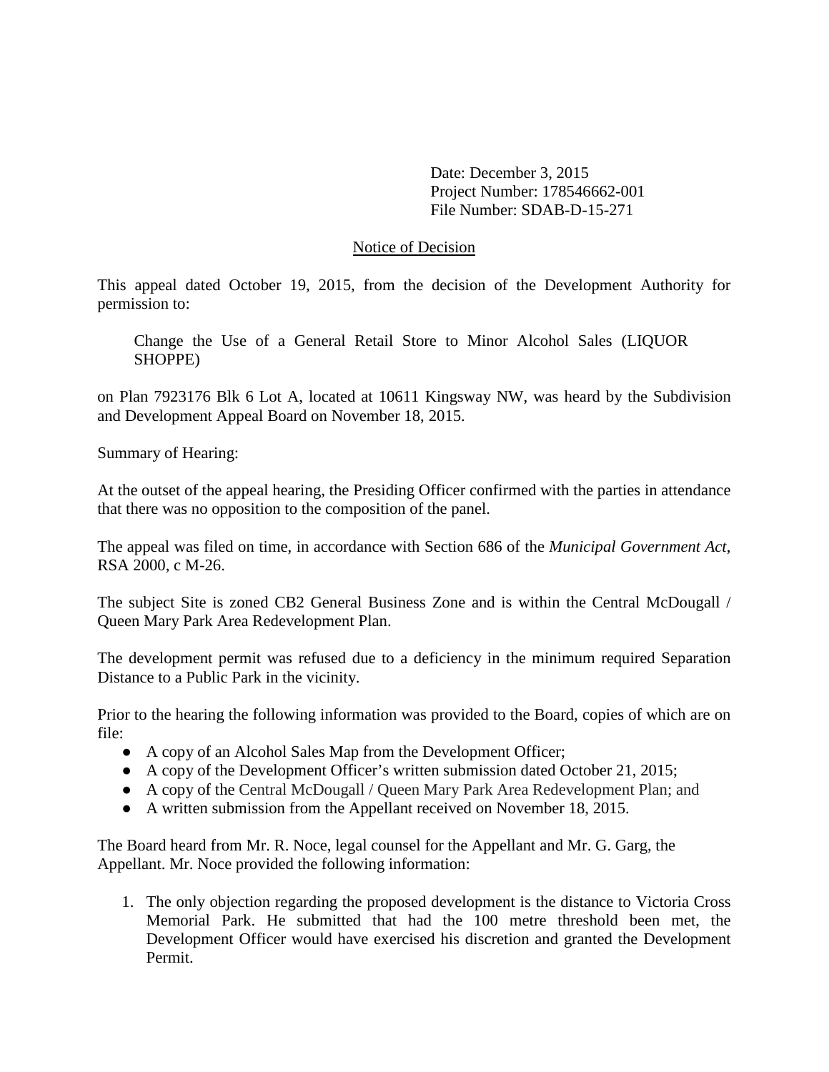Date: December 3, 2015
Project Number: 178546662-001
File Number: SDAB-D-15-271

## Notice of Decision

This appeal dated October 19, 2015, from the decision of the Development Authority for permission to:

> Change the Use of a General Retail Store to Minor Alcohol Sales (LIQUOR SHOPPE)

on Plan 7923176 Blk 6 Lot A, located at 10611 Kingsway NW, was heard by the Subdivision and Development Appeal Board on November 18, 2015.

Summary of Hearing:

At the outset of the appeal hearing, the Presiding Officer confirmed with the parties in attendance that there was no opposition to the composition of the panel.

The appeal was filed on time, in accordance with Section 686 of the *Municipal Government Act*, RSA 2000, c M-26.

The subject Site is zoned CB2 General Business Zone and is within the Central McDougall / Queen Mary Park Area Redevelopment Plan.

The development permit was refused due to a deficiency in the minimum required Separation Distance to a Public Park in the vicinity.

Prior to the hearing the following information was provided to the Board, copies of which are on file:

- A copy of an Alcohol Sales Map from the Development Officer;
- A copy of the Development Officer's written submission dated October 21, 2015;
- A copy of the Central McDougall / Queen Mary Park Area Redevelopment Plan; and
- A written submission from the Appellant received on November 18, 2015.

The Board heard from Mr. R. Noce, legal counsel for the Appellant and Mr. G. Garg, the Appellant. Mr. Noce provided the following information:

1. The only objection regarding the proposed development is the distance to Victoria Cross Memorial Park. He submitted that had the 100 metre threshold been met, the Development Officer would have exercised his discretion and granted the Development Permit.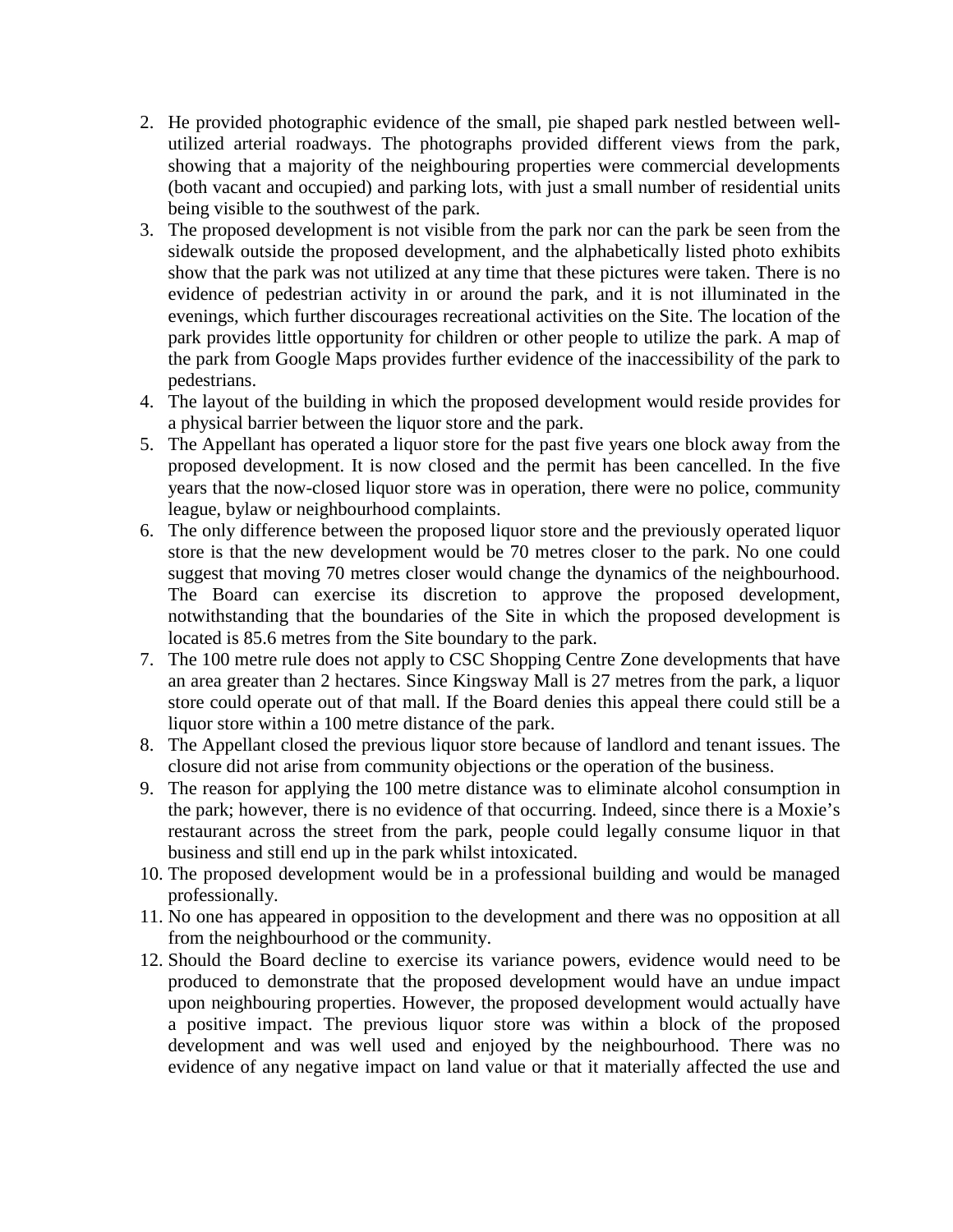2. He provided photographic evidence of the small, pie shaped park nestled between well-utilized arterial roadways. The photographs provided different views from the park, showing that a majority of the neighbouring properties were commercial developments (both vacant and occupied) and parking lots, with just a small number of residential units being visible to the southwest of the park.
3. The proposed development is not visible from the park nor can the park be seen from the sidewalk outside the proposed development, and the alphabetically listed photo exhibits show that the park was not utilized at any time that these pictures were taken. There is no evidence of pedestrian activity in or around the park, and it is not illuminated in the evenings, which further discourages recreational activities on the Site. The location of the park provides little opportunity for children or other people to utilize the park. A map of the park from Google Maps provides further evidence of the inaccessibility of the park to pedestrians.
4. The layout of the building in which the proposed development would reside provides for a physical barrier between the liquor store and the park.
5. The Appellant has operated a liquor store for the past five years one block away from the proposed development. It is now closed and the permit has been cancelled. In the five years that the now-closed liquor store was in operation, there were no police, community league, bylaw or neighbourhood complaints.
6. The only difference between the proposed liquor store and the previously operated liquor store is that the new development would be 70 metres closer to the park. No one could suggest that moving 70 metres closer would change the dynamics of the neighbourhood. The Board can exercise its discretion to approve the proposed development, notwithstanding that the boundaries of the Site in which the proposed development is located is 85.6 metres from the Site boundary to the park.
7. The 100 metre rule does not apply to CSC Shopping Centre Zone developments that have an area greater than 2 hectares. Since Kingsway Mall is 27 metres from the park, a liquor store could operate out of that mall. If the Board denies this appeal there could still be a liquor store within a 100 metre distance of the park.
8. The Appellant closed the previous liquor store because of landlord and tenant issues. The closure did not arise from community objections or the operation of the business.
9. The reason for applying the 100 metre distance was to eliminate alcohol consumption in the park; however, there is no evidence of that occurring. Indeed, since there is a Moxie's restaurant across the street from the park, people could legally consume liquor in that business and still end up in the park whilst intoxicated.
10. The proposed development would be in a professional building and would be managed professionally.
11. No one has appeared in opposition to the development and there was no opposition at all from the neighbourhood or the community.
12. Should the Board decline to exercise its variance powers, evidence would need to be produced to demonstrate that the proposed development would have an undue impact upon neighbouring properties. However, the proposed development would actually have a positive impact. The previous liquor store was within a block of the proposed development and was well used and enjoyed by the neighbourhood. There was no evidence of any negative impact on land value or that it materially affected the use and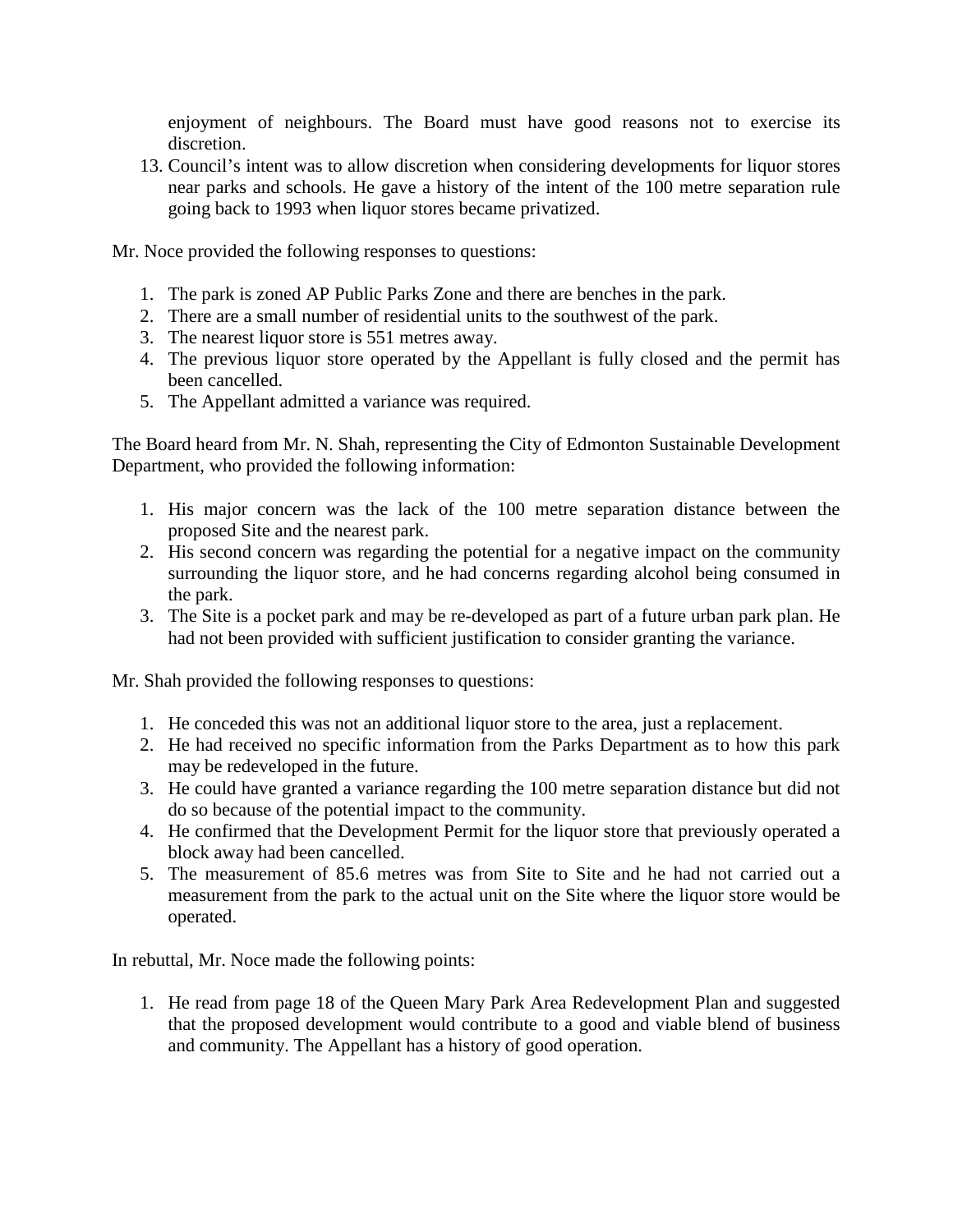enjoyment of neighbours. The Board must have good reasons not to exercise its discretion.

13. Council's intent was to allow discretion when considering developments for liquor stores near parks and schools. He gave a history of the intent of the 100 metre separation rule going back to 1993 when liquor stores became privatized.

Mr. Noce provided the following responses to questions:

1. The park is zoned AP Public Parks Zone and there are benches in the park.
2. There are a small number of residential units to the southwest of the park.
3. The nearest liquor store is 551 metres away.
4. The previous liquor store operated by the Appellant is fully closed and the permit has been cancelled.
5. The Appellant admitted a variance was required.

The Board heard from Mr. N. Shah, representing the City of Edmonton Sustainable Development Department, who provided the following information:

1. His major concern was the lack of the 100 metre separation distance between the proposed Site and the nearest park.
2. His second concern was regarding the potential for a negative impact on the community surrounding the liquor store, and he had concerns regarding alcohol being consumed in the park.
3. The Site is a pocket park and may be re-developed as part of a future urban park plan. He had not been provided with sufficient justification to consider granting the variance.

Mr. Shah provided the following responses to questions:

1. He conceded this was not an additional liquor store to the area, just a replacement.
2. He had received no specific information from the Parks Department as to how this park may be redeveloped in the future.
3. He could have granted a variance regarding the 100 metre separation distance but did not do so because of the potential impact to the community.
4. He confirmed that the Development Permit for the liquor store that previously operated a block away had been cancelled.
5. The measurement of 85.6 metres was from Site to Site and he had not carried out a measurement from the park to the actual unit on the Site where the liquor store would be operated.

In rebuttal, Mr. Noce made the following points:

1. He read from page 18 of the Queen Mary Park Area Redevelopment Plan and suggested that the proposed development would contribute to a good and viable blend of business and community. The Appellant has a history of good operation.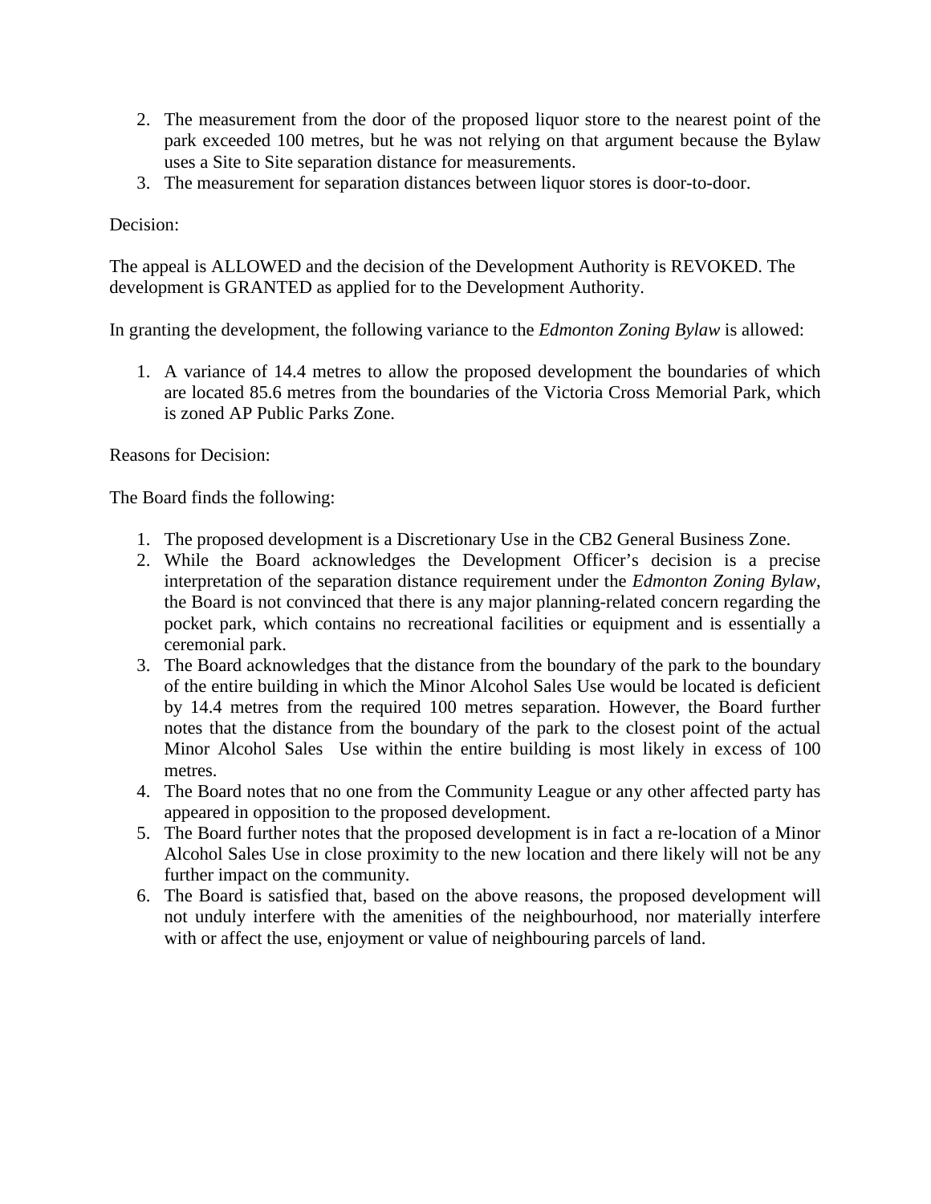2. The measurement from the door of the proposed liquor store to the nearest point of the park exceeded 100 metres, but he was not relying on that argument because the Bylaw uses a Site to Site separation distance for measurements.
3. The measurement for separation distances between liquor stores is door-to-door.

Decision:

The appeal is ALLOWED and the decision of the Development Authority is REVOKED. The development is GRANTED as applied for to the Development Authority.

In granting the development, the following variance to the *Edmonton Zoning Bylaw* is allowed:

1. A variance of 14.4 metres to allow the proposed development the boundaries of which are located 85.6 metres from the boundaries of the Victoria Cross Memorial Park, which is zoned AP Public Parks Zone.

Reasons for Decision:

The Board finds the following:

1. The proposed development is a Discretionary Use in the CB2 General Business Zone.
2. While the Board acknowledges the Development Officer's decision is a precise interpretation of the separation distance requirement under the *Edmonton Zoning Bylaw*, the Board is not convinced that there is any major planning-related concern regarding the pocket park, which contains no recreational facilities or equipment and is essentially a ceremonial park.
3. The Board acknowledges that the distance from the boundary of the park to the boundary of the entire building in which the Minor Alcohol Sales Use would be located is deficient by 14.4 metres from the required 100 metres separation. However, the Board further notes that the distance from the boundary of the park to the closest point of the actual Minor Alcohol Sales Use within the entire building is most likely in excess of 100 metres.
4. The Board notes that no one from the Community League or any other affected party has appeared in opposition to the proposed development.
5. The Board further notes that the proposed development is in fact a re-location of a Minor Alcohol Sales Use in close proximity to the new location and there likely will not be any further impact on the community.
6. The Board is satisfied that, based on the above reasons, the proposed development will not unduly interfere with the amenities of the neighbourhood, nor materially interfere with or affect the use, enjoyment or value of neighbouring parcels of land.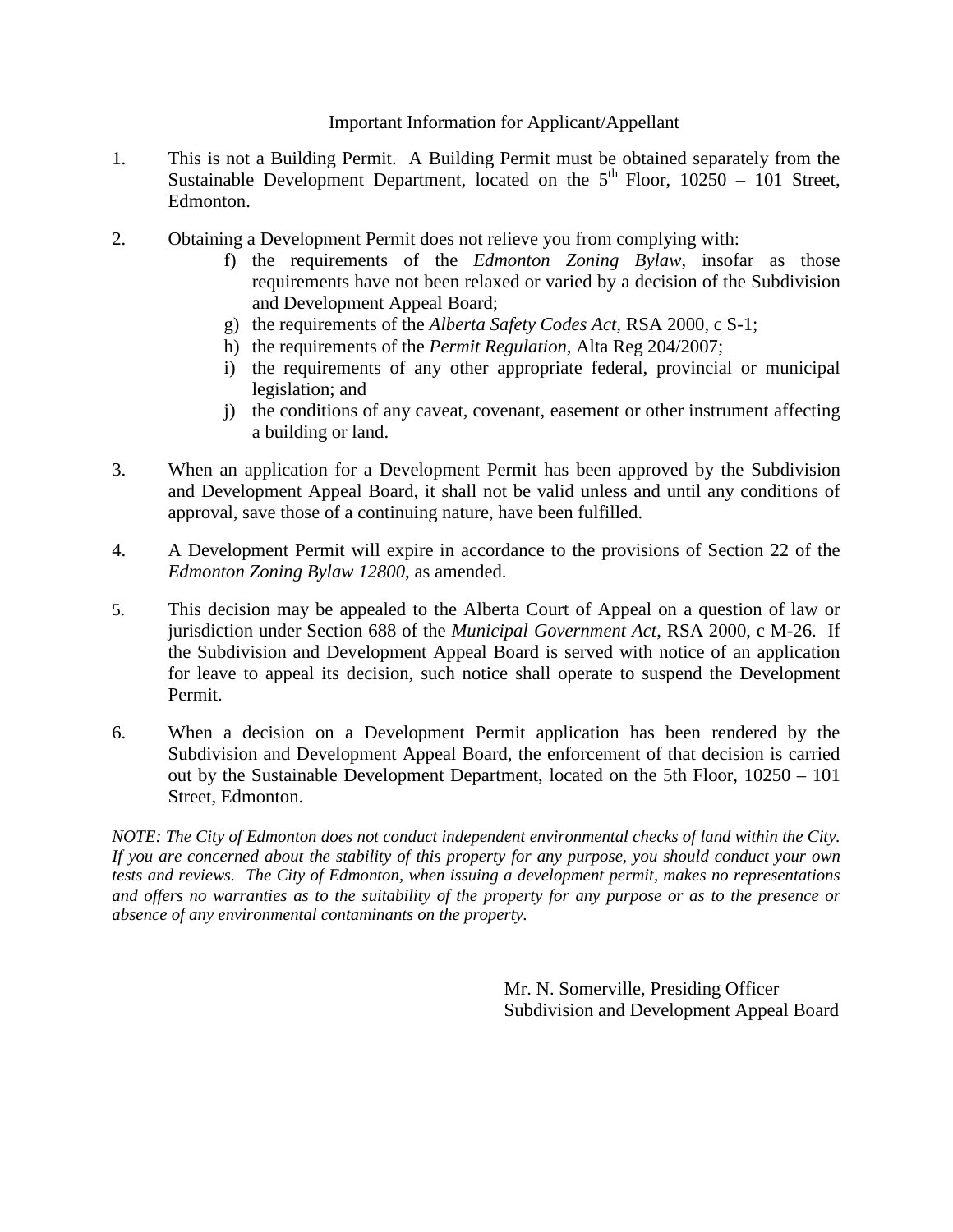Important Information for Applicant/Appellant

1. This is not a Building Permit. A Building Permit must be obtained separately from the Sustainable Development Department, located on the 5th Floor, 10250 – 101 Street, Edmonton.

2. Obtaining a Development Permit does not relieve you from complying with:
   f) the requirements of the *Edmonton Zoning Bylaw*, insofar as those requirements have not been relaxed or varied by a decision of the Subdivision and Development Appeal Board;
   g) the requirements of the *Alberta Safety Codes Act*, RSA 2000, c S-1;
   h) the requirements of the *Permit Regulation*, Alta Reg 204/2007;
   i) the requirements of any other appropriate federal, provincial or municipal legislation; and
   j) the conditions of any caveat, covenant, easement or other instrument affecting a building or land.

3. When an application for a Development Permit has been approved by the Subdivision and Development Appeal Board, it shall not be valid unless and until any conditions of approval, save those of a continuing nature, have been fulfilled.

4. A Development Permit will expire in accordance to the provisions of Section 22 of the *Edmonton Zoning Bylaw 12800*, as amended.

5. This decision may be appealed to the Alberta Court of Appeal on a question of law or jurisdiction under Section 688 of the *Municipal Government Act*, RSA 2000, c M-26. If the Subdivision and Development Appeal Board is served with notice of an application for leave to appeal its decision, such notice shall operate to suspend the Development Permit.

6. When a decision on a Development Permit application has been rendered by the Subdivision and Development Appeal Board, the enforcement of that decision is carried out by the Sustainable Development Department, located on the 5th Floor, 10250 – 101 Street, Edmonton.

*NOTE: The City of Edmonton does not conduct independent environmental checks of land within the City. If you are concerned about the stability of this property for any purpose, you should conduct your own tests and reviews. The City of Edmonton, when issuing a development permit, makes no representations and offers no warranties as to the suitability of the property for any purpose or as to the presence or absence of any environmental contaminants on the property.*

Mr. N. Somerville, Presiding Officer
Subdivision and Development Appeal Board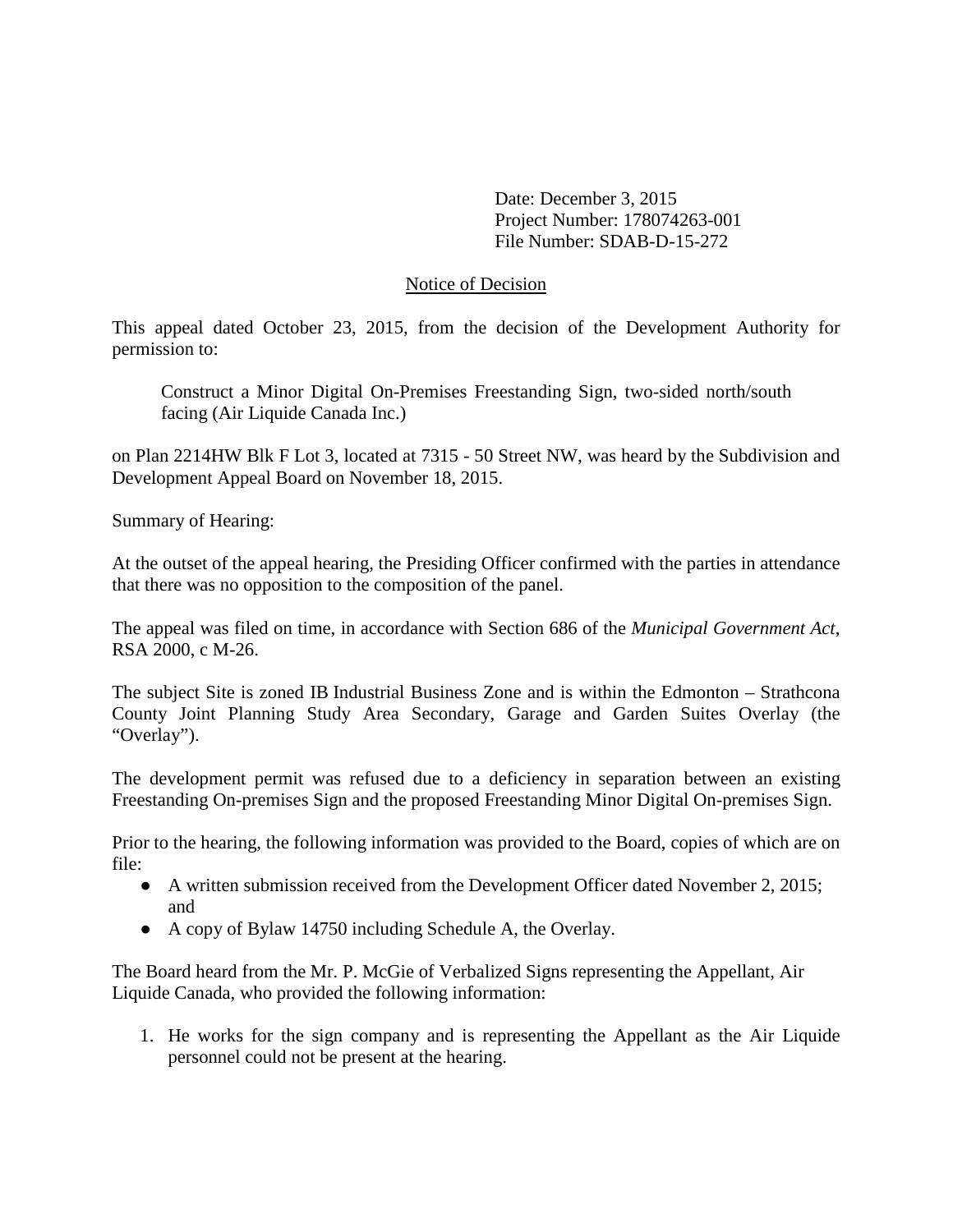Date: December 3, 2015
Project Number: 178074263-001
File Number: SDAB-D-15-272

<u>Notice of Decision</u>

This appeal dated October 23, 2015, from the decision of the Development Authority for permission to:

> Construct a Minor Digital On-Premises Freestanding Sign, two-sided north/south facing (Air Liquide Canada Inc.)

on Plan 2214HW Blk F Lot 3, located at 7315 - 50 Street NW, was heard by the Subdivision and Development Appeal Board on November 18, 2015.

Summary of Hearing:

At the outset of the appeal hearing, the Presiding Officer confirmed with the parties in attendance that there was no opposition to the composition of the panel.

The appeal was filed on time, in accordance with Section 686 of the *Municipal Government Act*, RSA 2000, c M-26.

The subject Site is zoned IB Industrial Business Zone and is within the Edmonton – Strathcona County Joint Planning Study Area Secondary, Garage and Garden Suites Overlay (the "Overlay").

The development permit was refused due to a deficiency in separation between an existing Freestanding On-premises Sign and the proposed Freestanding Minor Digital On-premises Sign.

Prior to the hearing, the following information was provided to the Board, copies of which are on file:

- A written submission received from the Development Officer dated November 2, 2015; and
- A copy of Bylaw 14750 including Schedule A, the Overlay.

The Board heard from the Mr. P. McGie of Verbalized Signs representing the Appellant, Air Liquide Canada, who provided the following information:

1. He works for the sign company and is representing the Appellant as the Air Liquide personnel could not be present at the hearing.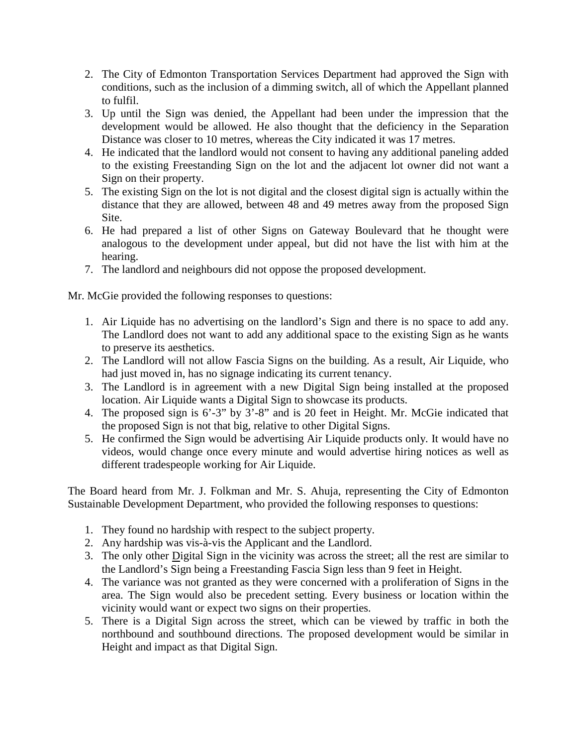2. The City of Edmonton Transportation Services Department had approved the Sign with conditions, such as the inclusion of a dimming switch, all of which the Appellant planned to fulfil.
3. Up until the Sign was denied, the Appellant had been under the impression that the development would be allowed. He also thought that the deficiency in the Separation Distance was closer to 10 metres, whereas the City indicated it was 17 metres.
4. He indicated that the landlord would not consent to having any additional paneling added to the existing Freestanding Sign on the lot and the adjacent lot owner did not want a Sign on their property.
5. The existing Sign on the lot is not digital and the closest digital sign is actually within the distance that they are allowed, between 48 and 49 metres away from the proposed Sign Site.
6. He had prepared a list of other Signs on Gateway Boulevard that he thought were analogous to the development under appeal, but did not have the list with him at the hearing.
7. The landlord and neighbours did not oppose the proposed development.

Mr. McGie provided the following responses to questions:

1. Air Liquide has no advertising on the landlord's Sign and there is no space to add any. The Landlord does not want to add any additional space to the existing Sign as he wants to preserve its aesthetics.
2. The Landlord will not allow Fascia Signs on the building. As a result, Air Liquide, who had just moved in, has no signage indicating its current tenancy.
3. The Landlord is in agreement with a new Digital Sign being installed at the proposed location. Air Liquide wants a Digital Sign to showcase its products.
4. The proposed sign is 6'-3" by 3'-8" and is 20 feet in Height. Mr. McGie indicated that the proposed Sign is not that big, relative to other Digital Signs.
5. He confirmed the Sign would be advertising Air Liquide products only. It would have no videos, would change once every minute and would advertise hiring notices as well as different tradespeople working for Air Liquide.

The Board heard from Mr. J. Folkman and Mr. S. Ahuja, representing the City of Edmonton Sustainable Development Department, who provided the following responses to questions:

1. They found no hardship with respect to the subject property.
2. Any hardship was vis-à-vis the Applicant and the Landlord.
3. The only other Digital Sign in the vicinity was across the street; all the rest are similar to the Landlord's Sign being a Freestanding Fascia Sign less than 9 feet in Height.
4. The variance was not granted as they were concerned with a proliferation of Signs in the area. The Sign would also be precedent setting. Every business or location within the vicinity would want or expect two signs on their properties.
5. There is a Digital Sign across the street, which can be viewed by traffic in both the northbound and southbound directions. The proposed development would be similar in Height and impact as that Digital Sign.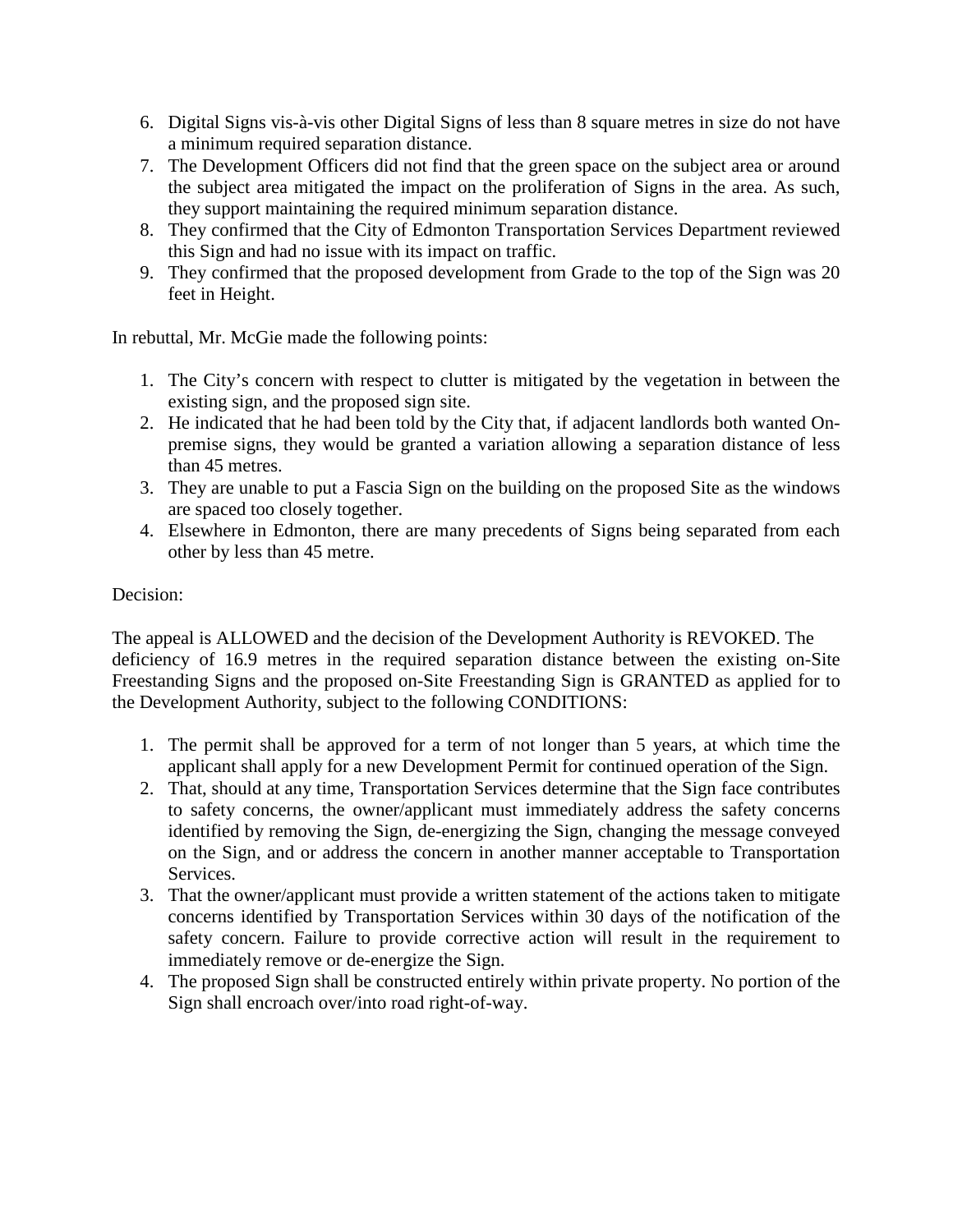6. Digital Signs vis-à-vis other Digital Signs of less than 8 square metres in size do not have a minimum required separation distance.
7. The Development Officers did not find that the green space on the subject area or around the subject area mitigated the impact on the proliferation of Signs in the area. As such, they support maintaining the required minimum separation distance.
8. They confirmed that the City of Edmonton Transportation Services Department reviewed this Sign and had no issue with its impact on traffic.
9. They confirmed that the proposed development from Grade to the top of the Sign was 20 feet in Height.

In rebuttal, Mr. McGie made the following points:

1. The City's concern with respect to clutter is mitigated by the vegetation in between the existing sign, and the proposed sign site.
2. He indicated that he had been told by the City that, if adjacent landlords both wanted On-premise signs, they would be granted a variation allowing a separation distance of less than 45 metres.
3. They are unable to put a Fascia Sign on the building on the proposed Site as the windows are spaced too closely together.
4. Elsewhere in Edmonton, there are many precedents of Signs being separated from each other by less than 45 metre.

Decision:

The appeal is ALLOWED and the decision of the Development Authority is REVOKED. The deficiency of 16.9 metres in the required separation distance between the existing on-Site Freestanding Signs and the proposed on-Site Freestanding Sign is GRANTED as applied for to the Development Authority, subject to the following CONDITIONS:

1. The permit shall be approved for a term of not longer than 5 years, at which time the applicant shall apply for a new Development Permit for continued operation of the Sign.
2. That, should at any time, Transportation Services determine that the Sign face contributes to safety concerns, the owner/applicant must immediately address the safety concerns identified by removing the Sign, de-energizing the Sign, changing the message conveyed on the Sign, and or address the concern in another manner acceptable to Transportation Services.
3. That the owner/applicant must provide a written statement of the actions taken to mitigate concerns identified by Transportation Services within 30 days of the notification of the safety concern. Failure to provide corrective action will result in the requirement to immediately remove or de-energize the Sign.
4. The proposed Sign shall be constructed entirely within private property. No portion of the Sign shall encroach over/into road right-of-way.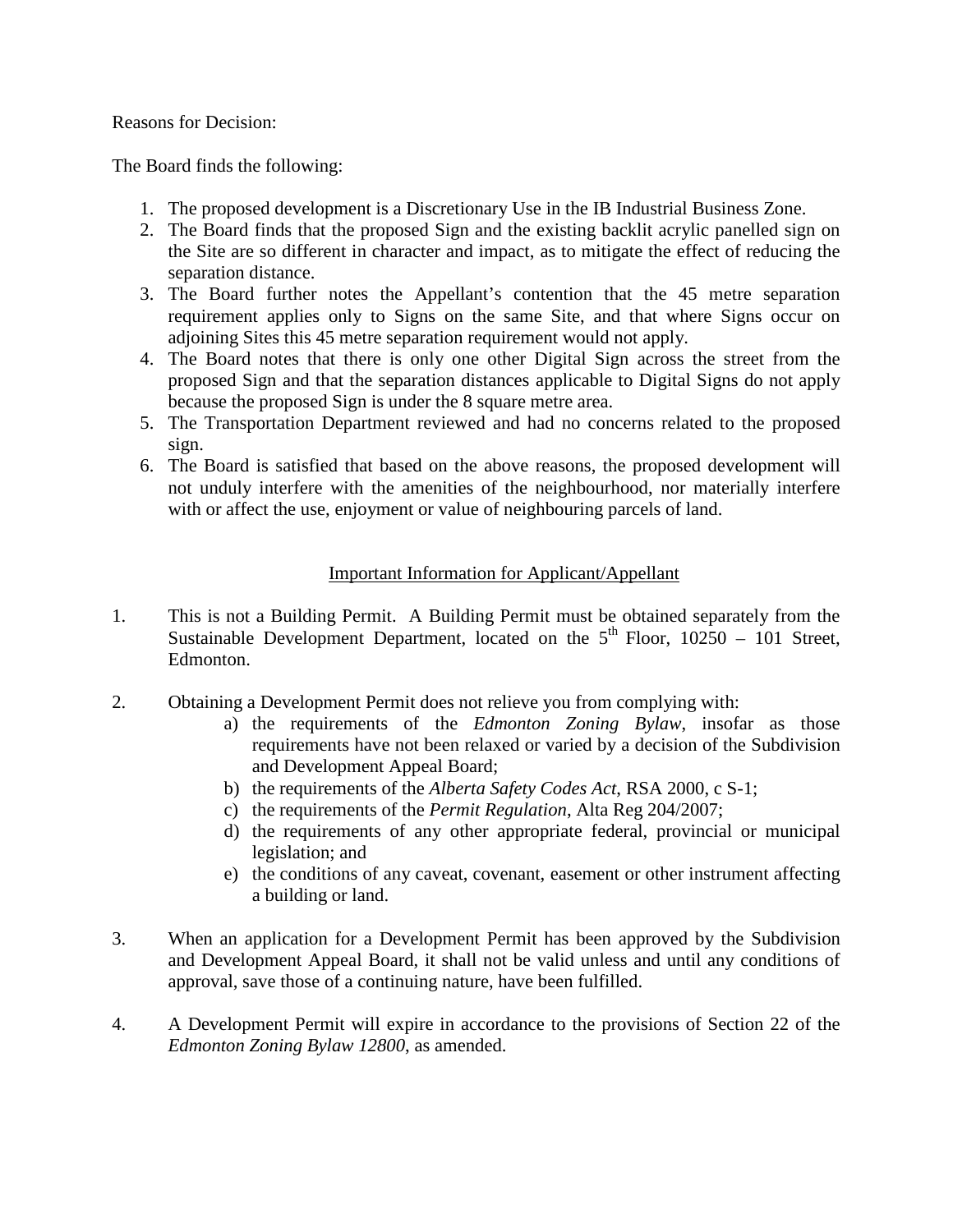Reasons for Decision:

The Board finds the following:

1. The proposed development is a Discretionary Use in the IB Industrial Business Zone.
2. The Board finds that the proposed Sign and the existing backlit acrylic panelled sign on the Site are so different in character and impact, as to mitigate the effect of reducing the separation distance.
3. The Board further notes the Appellant's contention that the 45 metre separation requirement applies only to Signs on the same Site, and that where Signs occur on adjoining Sites this 45 metre separation requirement would not apply.
4. The Board notes that there is only one other Digital Sign across the street from the proposed Sign and that the separation distances applicable to Digital Signs do not apply because the proposed Sign is under the 8 square metre area.
5. The Transportation Department reviewed and had no concerns related to the proposed sign.
6. The Board is satisfied that based on the above reasons, the proposed development will not unduly interfere with the amenities of the neighbourhood, nor materially interfere with or affect the use, enjoyment or value of neighbouring parcels of land.

## Important Information for Applicant/Appellant

1. This is not a Building Permit. A Building Permit must be obtained separately from the Sustainable Development Department, located on the 5th Floor, 10250 – 101 Street, Edmonton.

2. Obtaining a Development Permit does not relieve you from complying with:
   a) the requirements of the *Edmonton Zoning Bylaw*, insofar as those requirements have not been relaxed or varied by a decision of the Subdivision and Development Appeal Board;
   b) the requirements of the *Alberta Safety Codes Act*, RSA 2000, c S-1;
   c) the requirements of the *Permit Regulation*, Alta Reg 204/2007;
   d) the requirements of any other appropriate federal, provincial or municipal legislation; and
   e) the conditions of any caveat, covenant, easement or other instrument affecting a building or land.

3. When an application for a Development Permit has been approved by the Subdivision and Development Appeal Board, it shall not be valid unless and until any conditions of approval, save those of a continuing nature, have been fulfilled.

4. A Development Permit will expire in accordance to the provisions of Section 22 of the *Edmonton Zoning Bylaw 12800*, as amended.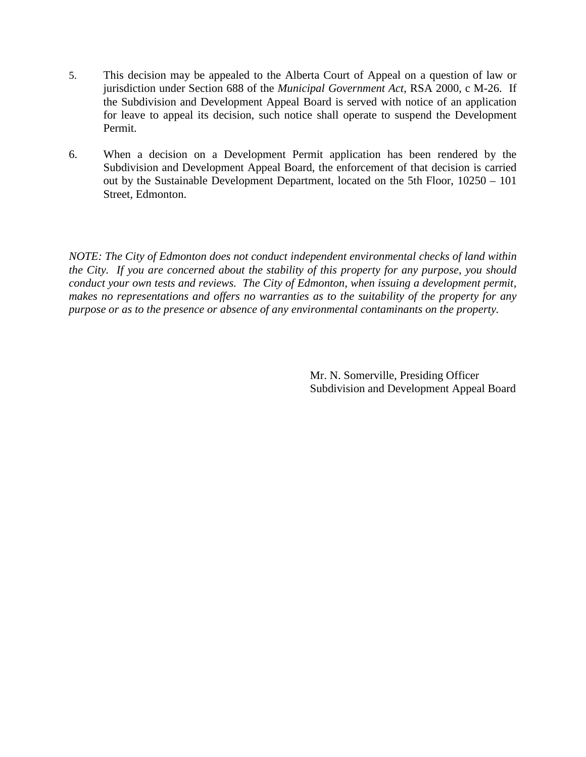5. This decision may be appealed to the Alberta Court of Appeal on a question of law or jurisdiction under Section 688 of the *Municipal Government Act*, RSA 2000, c M-26. If the Subdivision and Development Appeal Board is served with notice of an application for leave to appeal its decision, such notice shall operate to suspend the Development Permit.

6. When a decision on a Development Permit application has been rendered by the Subdivision and Development Appeal Board, the enforcement of that decision is carried out by the Sustainable Development Department, located on the 5th Floor, 10250 – 101 Street, Edmonton.

*NOTE: The City of Edmonton does not conduct independent environmental checks of land within the City. If you are concerned about the stability of this property for any purpose, you should conduct your own tests and reviews. The City of Edmonton, when issuing a development permit, makes no representations and offers no warranties as to the suitability of the property for any purpose or as to the presence or absence of any environmental contaminants on the property.*

Mr. N. Somerville, Presiding Officer
Subdivision and Development Appeal Board